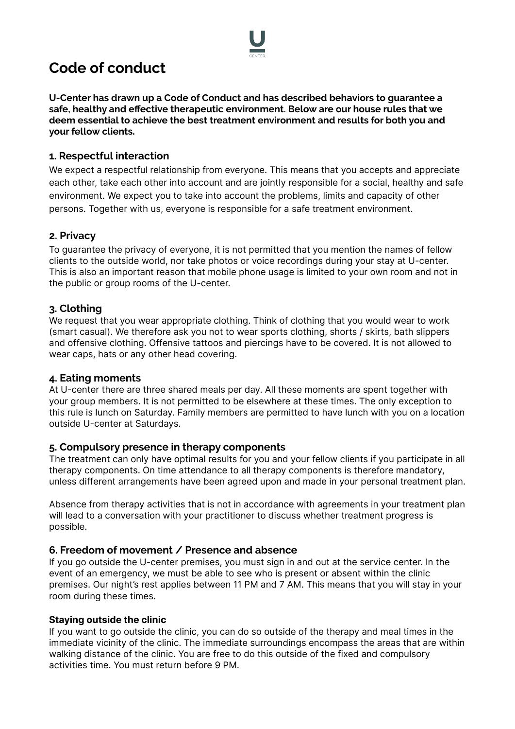# Code of conduct

**U-Center has drawn up a Code of Conduct and has described behaviors to guarantee a safe, healthy and effective therapeutic environment. Below are our house rules that we deem essential to achieve the best treatment environment and results for both you and your fellow clients.**

## 1. Respectful interaction

We expect a respectful relationship from everyone. This means that you accepts and appreciate each other, take each other into account and are jointly responsible for a social, healthy and safe environment. We expect you to take into account the problems, limits and capacity of other persons. Together with us, everyone is responsible for a safe treatment environment.

## 2. Privacy

To guarantee the privacy of everyone, it is not permitted that you mention the names of fellow clients to the outside world, nor take photos or voice recordings during your stay at U-center. This is also an important reason that mobile phone usage is limited to your own room and not in the public or group rooms of the U-center.

## 3. Clothing

We request that you wear appropriate clothing. Think of clothing that you would wear to work (smart casual). We therefore ask you not to wear sports clothing, shorts / skirts, bath slippers and offensive clothing. Offensive tattoos and piercings have to be covered. It is not allowed to wear caps, hats or any other head covering.

## 4. Eating moments

At U-center there are three shared meals per day. All these moments are spent together with your group members. It is not permitted to be elsewhere at these times. The only exception to this rule is lunch on Saturday. Family members are permitted to have lunch with you on a location outside U-center at Saturdays.

## 5. Compulsory presence in therapy components

The treatment can only have optimal results for you and your fellow clients if you participate in all therapy components. On time attendance to all therapy components is therefore mandatory, unless different arrangements have been agreed upon and made in your personal treatment plan.

Absence from therapy activities that is not in accordance with agreements in your treatment plan will lead to a conversation with your practitioner to discuss whether treatment progress is possible.

## 6. Freedom of movement / Presence and absence

If you go outside the U-center premises, you must sign in and out at the service center. In the event of an emergency, we must be able to see who is present or absent within the clinic premises. Our night's rest applies between 11 PM and 7 AM. This means that you will stay in your room during these times.

### Staying outside the clinic

If you want to go outside the clinic, you can do so outside of the therapy and meal times in the immediate vicinity of the clinic. The immediate surroundings encompass the areas that are within walking distance of the clinic. You are free to do this outside of the fixed and compulsory activities time. You must return before 9 PM.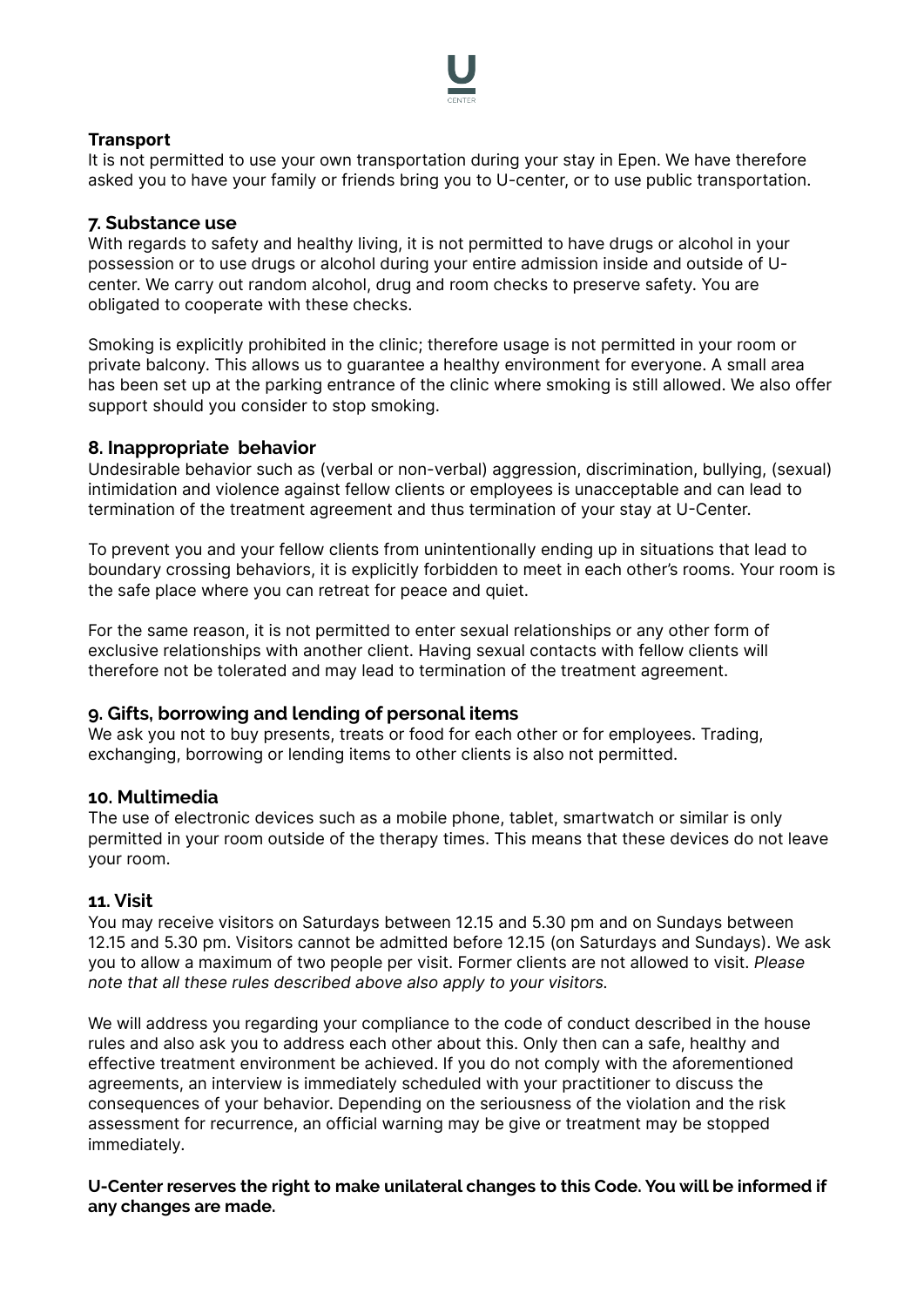### Transport

It is not permitted to use your own transportation during your stay in Epen. We have therefore asked you to have your family or friends bring you to U-center, or to use public transportation.

### 7. Substance use

With regards to safety and healthy living, it is not permitted to have drugs or alcohol in your possession or to use drugs or alcohol during your entire admission inside and outside of U-center. We carry out random alcohol, drug and room checks to preserve safety. You are obligated to cooperate with these checks.

Smoking is explicitly prohibited in the clinic; therefore usage is not permitted in your room or private balcony. This allows us to guarantee a healthy environment for everyone. A small area has been set up at the parking entrance of the clinic where smoking is still allowed. We also offer support should you consider to stop smoking.

### 8. Inappropriate behavior

Undesirable behavior such as (verbal or non-verbal) aggression, discrimination, bullying, (sexual) intimidation and violence against fellow clients or employees is unacceptable and can lead to termination of the treatment agreement and thus termination of your stay at U-Center.

To prevent you and your fellow clients from unintentionally ending up in situations that lead to boundary crossing behaviors, it is explicitly forbidden to meet in each other's rooms. Your room is the safe place where you can retreat for peace and quiet.

For the same reason, it is not permitted to enter sexual relationships or any other form of exclusive relationships with another client. Having sexual contacts with fellow clients will therefore not be tolerated and may lead to termination of the treatment agreement.

### 9. Gifts, borrowing and lending of personal items

We ask you not to buy presents, treats or food for each other or for employees. Trading, exchanging, borrowing or lending items to other clients is also not permitted.

### 10. Multimedia

The use of electronic devices such as a mobile phone, tablet, smartwatch or similar is only permitted in your room outside of the therapy times. This means that these devices do not leave your room.

### 11. Visit

You may receive visitors on Saturdays between 12.15 and 5.30 pm and on Sundays between 12.15 and 5.30 pm. Visitors cannot be admitted before 12.15 (on Saturdays and Sundays). We ask you to allow a maximum of two people per visit. Former clients are not allowed to visit. *Please note that all these rules described above also apply to your visitors.*

We will address you regarding your compliance to the code of conduct described in the house rules and also ask you to address each other about this. Only then can a safe, healthy and effective treatment environment be achieved. If you do not comply with the aforementioned agreements, an interview is immediately scheduled with your practitioner to discuss the consequences of your behavior. Depending on the seriousness of the violation and the risk assessment for recurrence, an official warning may be give or treatment may be stopped immediately.

**U-Center reserves the right to make unilateral changes to this Code. You will be informed if any changes are made.**